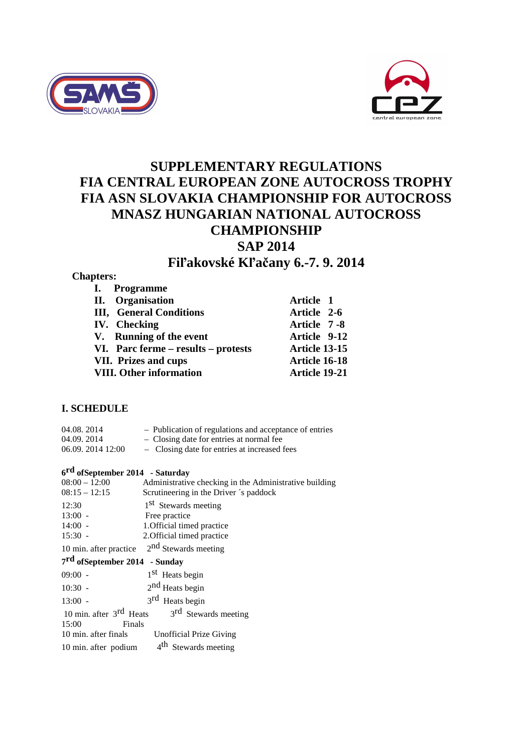# SUPPLEMENTARY REGULATIONS
# FIA CENTRAL EUROPEAN ZONE AUTOCROSS TROPHY
# FIA ASN SLOVAKIA CHAMPIONSHIP FOR AUTOCROSS
# MNASZ HUNGARIAN NATIONAL AUTOCROSS CHAMPIONSHIP
# SAP 2014
# Fiľakovské Kľačany 6.-7. 9. 2014

**Chapters:**

| | |
|---|---|
| **I. Programme** | |
| **II. Organisation** | **Article 1** |
| **III, General Conditions** | **Article 2-6** |
| **IV. Checking** | **Article 7 -8** |
| **V. Running of the event** | **Article 9-12** |
| **VI. Parc ferme – results – protests** | **Article 13-15** |
| **VII. Prizes and cups** | **Article 16-18** |
| **VIII. Other information** | **Article 19-21** |

## I. SCHEDULE

| | |
|---|---|
| 04.08. 2014 | – Publication of regulations and acceptance of entries |
| 04.09. 2014 | – Closing date for entries at normal fee |
| 06.09. 2014 12:00 | – Closing date for entries at increased fees |

**6rd ofSeptember 2014 - Saturday**

| | |
|---|---|
| 08:00 – 12:00 | Administrative checking in the Administrative building |
| 08:15 – 12:15 | Scrutineering in the Driver ´s paddock |
| 12:30 | 1st Stewards meeting |
| 13:00 - | Free practice |
| 14:00 - | 1.Official timed practice |
| 15:30 - | 2.Official timed practice |
| 10 min. after practice | 2nd Stewards meeting |

**7rd ofSeptember 2014 - Sunday**

| | |
|---|---|
| 09:00 - | 1st Heats begin |
| 10:30 - | 2nd Heats begin |
| 13:00 - | 3rd Heats begin |
| 10 min. after 3rd Heats | 3rd Stewards meeting |
| 15:00 | Finals |
| 10 min. after finals | Unofficial Prize Giving |
| 10 min. after podium | 4th Stewards meeting |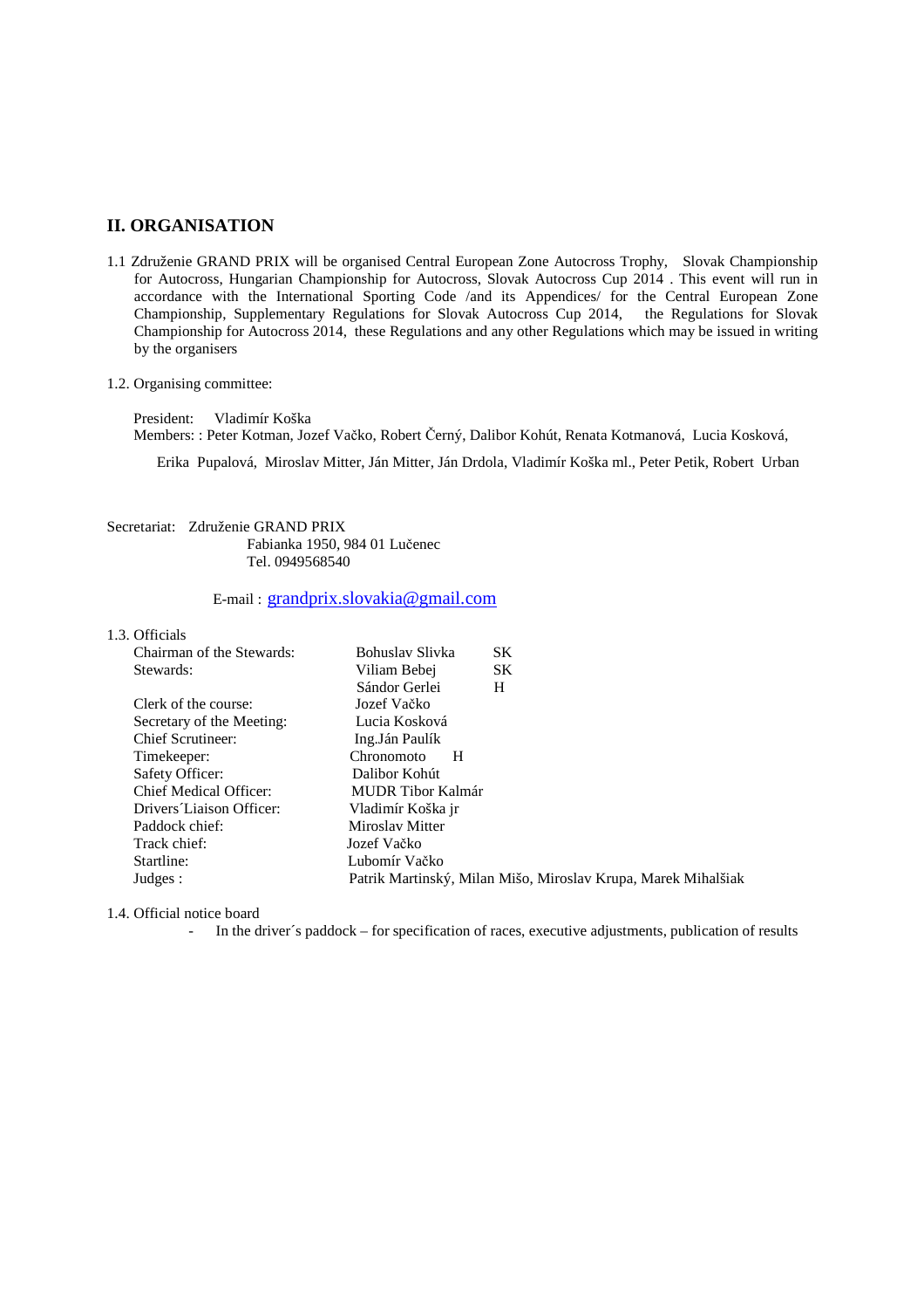## II. ORGANISATION

1.1 Združenie GRAND PRIX will be organised Central European Zone Autocross Trophy, Slovak Championship for Autocross, Hungarian Championship for Autocross, Slovak Autocross Cup 2014 . This event will run in accordance with the International Sporting Code /and its Appendices/ for the Central European Zone Championship, Supplementary Regulations for Slovak Autocross Cup 2014, the Regulations for Slovak Championship for Autocross 2014, these Regulations and any other Regulations which may be issued in writing by the organisers

1.2. Organising committee:

President: Vladimír Koška
Members: : Peter Kotman, Jozef Vačko, Robert Černý, Dalibor Kohút, Renata Kotmanová, Lucia Kosková, Erika Pupalová, Miroslav Mitter, Ján Mitter, Ján Drdola, Vladimír Koška ml., Peter Petik, Robert Urban

Secretariat: Združenie GRAND PRIX
Fabianka 1950, 984 01 Lučenec
Tel. 0949568540

E-mail : grandprix.slovakia@gmail.com

1.3. Officials

| | | |
|---|---|---|
| Chairman of the Stewards: | Bohuslav Slivka | SK |
| Stewards: | Viliam Bebej | SK |
| | Sándor Gerlei | H |
| Clerk of the course: | Jozef Vačko | |
| Secretary of the Meeting: | Lucia Kosková | |
| Chief Scrutineer: | Ing.Ján Paulík | |
| Timekeeper: | Chronomoto H | |
| Safety Officer: | Dalibor Kohút | |
| Chief Medical Officer: | MUDR Tibor Kalmár | |
| Drivers´Liaison Officer: | Vladimír Koška jr | |
| Paddock chief: | Miroslav Mitter | |
| Track chief: | Jozef Vačko | |
| Startline: | Lubomír Vačko | |
| Judges : | Patrik Martinský, Milan Mišo, Miroslav Krupa, Marek Mihalšiak | |

1.4. Official notice board

- In the driver´s paddock – for specification of races, executive adjustments, publication of results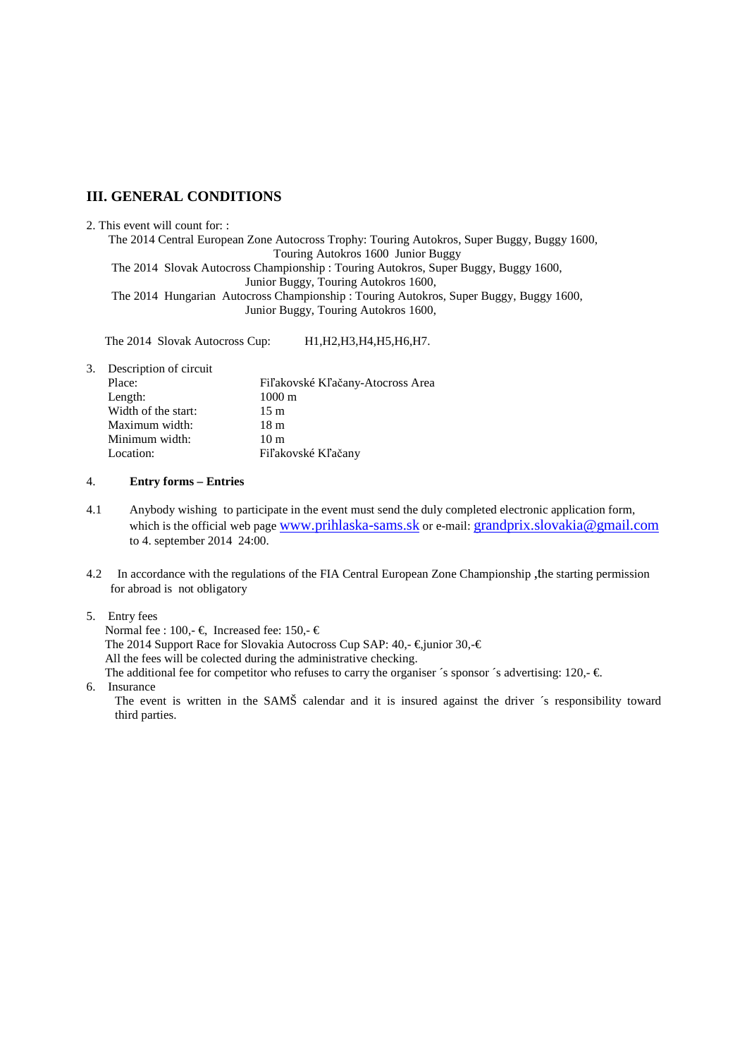## III. GENERAL CONDITIONS

2. This event will count for: :

The 2014 Central European Zone Autocross Trophy: Touring Autokros, Super Buggy, Buggy 1600, Touring Autokros 1600  Junior Buggy

The 2014  Slovak Autocross Championship : Touring Autokros, Super Buggy, Buggy 1600, Junior Buggy, Touring Autokros 1600,

The 2014  Hungarian  Autocross Championship : Touring Autokros, Super Buggy, Buggy 1600, Junior Buggy, Touring Autokros 1600,

The 2014  Slovak Autocross Cup:    H1,H2,H3,H4,H5,H6,H7.

3. Description of circuit

| | |
|---|---|
| Place: | Fiľakovské Kľačany-Atocross Area |
| Length: | 1000 m |
| Width of the start: | 15 m |
| Maximum width: | 18 m |
| Minimum width: | 10 m |
| Location: | Fiľakovské Kľačany |

4. **Entry forms – Entries**

4.1 Anybody wishing  to participate in the event must send the duly completed electronic application form, which is the official web page www.prihlaska-sams.sk or e-mail: grandprix.slovakia@gmail.com to 4. september 2014  24:00.

4.2 In accordance with the regulations of the FIA Central European Zone Championship ,the starting permission for abroad is  not obligatory

5. Entry fees

Normal fee : 100,- €,  Increased fee: 150,- €

The 2014 Support Race for Slovakia Autocross Cup SAP: 40,- €,junior 30,-€

All the fees will be colected during the administrative checking.

The additional fee for competitor who refuses to carry the organiser ´s sponsor ´s advertising: 120,- €.

6. Insurance

The event is written in the SAMŠ calendar and it is insured against the driver ´s responsibility toward third parties.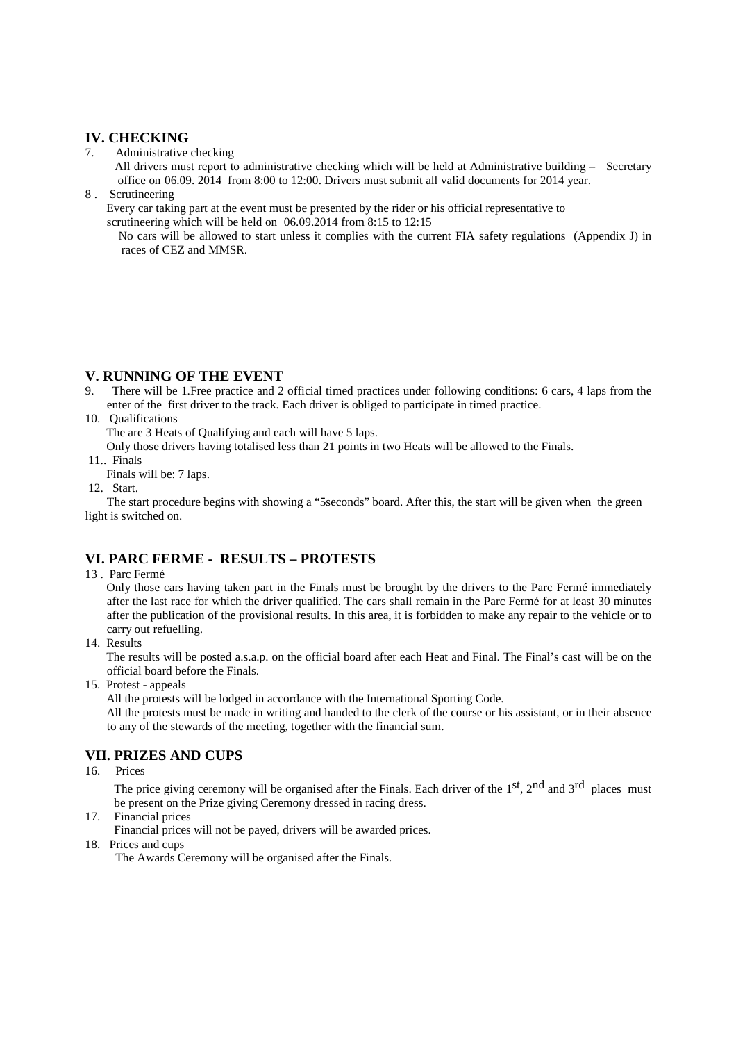## IV. CHECKING

7. Administrative checking

   All drivers must report to administrative checking which will be held at Administrative building – Secretary office on 06.09. 2014 from 8:00 to 12:00. Drivers must submit all valid documents for 2014 year.

8 . Scrutineering

   Every car taking part at the event must be presented by the rider or his official representative to scrutineering which will be held on 06.09.2014 from 8:15 to 12:15

   No cars will be allowed to start unless it complies with the current FIA safety regulations (Appendix J) in races of CEZ and MMSR.

## V. RUNNING OF THE EVENT

9. There will be 1.Free practice and 2 official timed practices under following conditions: 6 cars, 4 laps from the enter of the first driver to the track. Each driver is obliged to participate in timed practice.

10. Qualifications

    The are 3 Heats of Qualifying and each will have 5 laps.

    Only those drivers having totalised less than 21 points in two Heats will be allowed to the Finals.

11.. Finals

    Finals will be: 7 laps.

12. Start.

    The start procedure begins with showing a "5seconds" board. After this, the start will be given when the green light is switched on.

## VI. PARC FERME - RESULTS – PROTESTS

13 . Parc Fermé

   Only those cars having taken part in the Finals must be brought by the drivers to the Parc Fermé immediately after the last race for which the driver qualified. The cars shall remain in the Parc Fermé for at least 30 minutes after the publication of the provisional results. In this area, it is forbidden to make any repair to the vehicle or to carry out refuelling.

14. Results

    The results will be posted a.s.a.p. on the official board after each Heat and Final. The Final's cast will be on the official board before the Finals.

15. Protest - appeals

    All the protests will be lodged in accordance with the International Sporting Code.

    All the protests must be made in writing and handed to the clerk of the course or his assistant, or in their absence to any of the stewards of the meeting, together with the financial sum.

## VII. PRIZES AND CUPS

16. Prices

    The price giving ceremony will be organised after the Finals. Each driver of the 1st, 2nd and 3rd places must be present on the Prize giving Ceremony dressed in racing dress.

17. Financial prices

    Financial prices will not be payed, drivers will be awarded prices.

18. Prices and cups

    The Awards Ceremony will be organised after the Finals.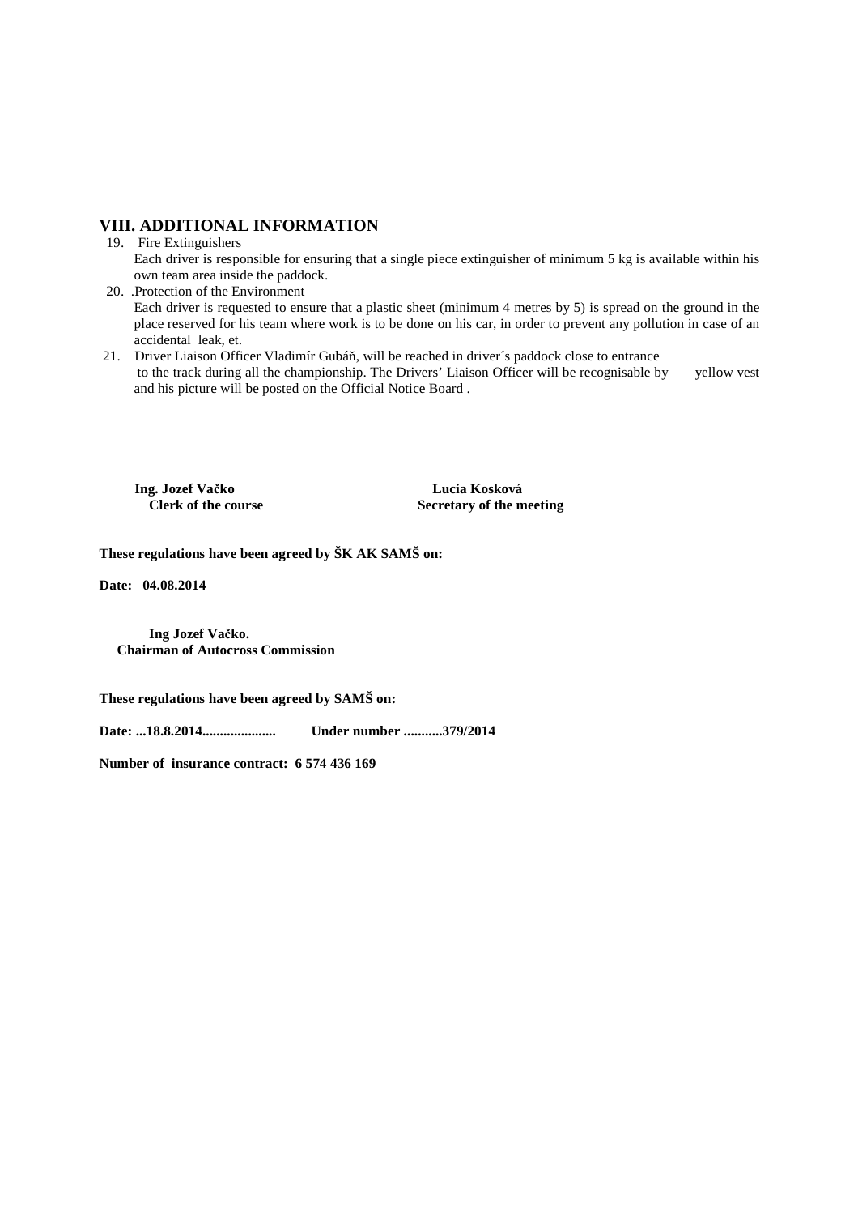## VIII. ADDITIONAL INFORMATION

19. Fire Extinguishers

    Each driver is responsible for ensuring that a single piece extinguisher of minimum 5 kg is available within his own team area inside the paddock.

20. .Protection of the Environment

    Each driver is requested to ensure that a plastic sheet (minimum 4 metres by 5) is spread on the ground in the place reserved for his team where work is to be done on his car, in order to prevent any pollution in case of an accidental leak, et.

21. Driver Liaison Officer Vladimír Gubáň, will be reached in driver´s paddock close to entrance to the track during all the championship. The Drivers' Liaison Officer will be recognisable by yellow vest and his picture will be posted on the Official Notice Board .

**Ing. Jozef Vačko**
**Clerk of the course**

**Lucia Kosková**
**Secretary of the meeting**

**These regulations have been agreed by ŠK AK SAMŠ on:**

**Date: 04.08.2014**

**Ing Jozef Vačko.**
**Chairman of Autocross Commission**

**These regulations have been agreed by SAMŠ on:**

**Date: ...18.8.2014.................... Under number ...........379/2014**

**Number of insurance contract: 6 574 436 169**